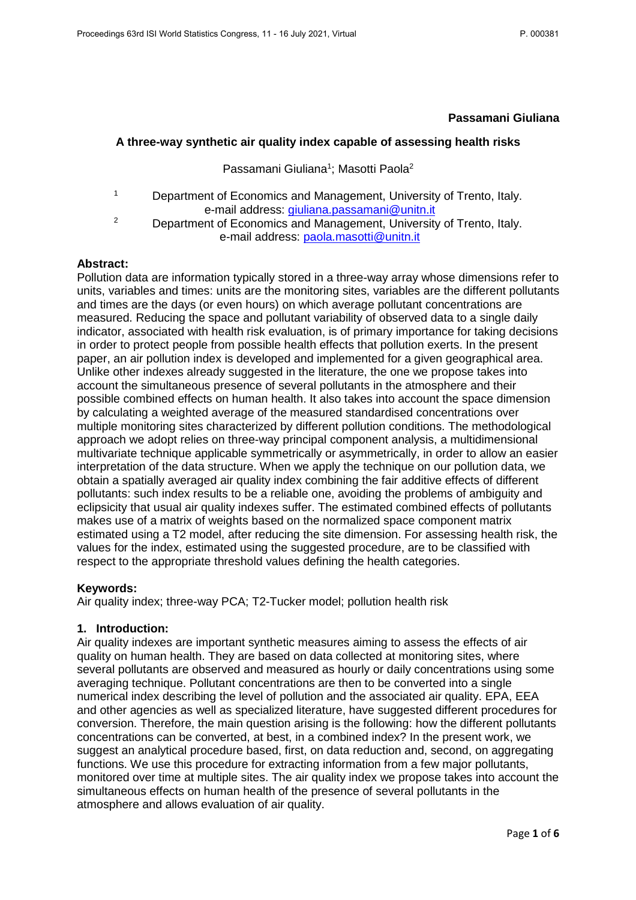**Passamani Giuliana**

# A three-way synthetic air quality index capable of assessing health risks

Passamani Giuliana[1]; Masotti Paola[2]

[1] Department of Economics and Management, University of Trento, Italy. e-mail address: giuliana.passamani@unitn.it

[2] Department of Economics and Management, University of Trento, Italy. e-mail address: paola.masotti@unitn.it

**Abstract:**

Pollution data are information typically stored in a three-way array whose dimensions refer to units, variables and times: units are the monitoring sites, variables are the different pollutants and times are the days (or even hours) on which average pollutant concentrations are measured. Reducing the space and pollutant variability of observed data to a single daily indicator, associated with health risk evaluation, is of primary importance for taking decisions in order to protect people from possible health effects that pollution exerts. In the present paper, an air pollution index is developed and implemented for a given geographical area. Unlike other indexes already suggested in the literature, the one we propose takes into account the simultaneous presence of several pollutants in the atmosphere and their possible combined effects on human health. It also takes into account the space dimension by calculating a weighted average of the measured standardised concentrations over multiple monitoring sites characterized by different pollution conditions. The methodological approach we adopt relies on three-way principal component analysis, a multidimensional multivariate technique applicable symmetrically or asymmetrically, in order to allow an easier interpretation of the data structure. When we apply the technique on our pollution data, we obtain a spatially averaged air quality index combining the fair additive effects of different pollutants: such index results to be a reliable one, avoiding the problems of ambiguity and eclipsicity that usual air quality indexes suffer. The estimated combined effects of pollutants makes use of a matrix of weights based on the normalized space component matrix estimated using a T2 model, after reducing the site dimension. For assessing health risk, the values for the index, estimated using the suggested procedure, are to be classified with respect to the appropriate threshold values defining the health categories.

**Keywords:**

Air quality index; three-way PCA; T2-Tucker model; pollution health risk

## 1. Introduction:

Air quality indexes are important synthetic measures aiming to assess the effects of air quality on human health. They are based on data collected at monitoring sites, where several pollutants are observed and measured as hourly or daily concentrations using some averaging technique. Pollutant concentrations are then to be converted into a single numerical index describing the level of pollution and the associated air quality. EPA, EEA and other agencies as well as specialized literature, have suggested different procedures for conversion. Therefore, the main question arising is the following: how the different pollutants concentrations can be converted, at best, in a combined index? In the present work, we suggest an analytical procedure based, first, on data reduction and, second, on aggregating functions. We use this procedure for extracting information from a few major pollutants, monitored over time at multiple sites. The air quality index we propose takes into account the simultaneous effects on human health of the presence of several pollutants in the atmosphere and allows evaluation of air quality.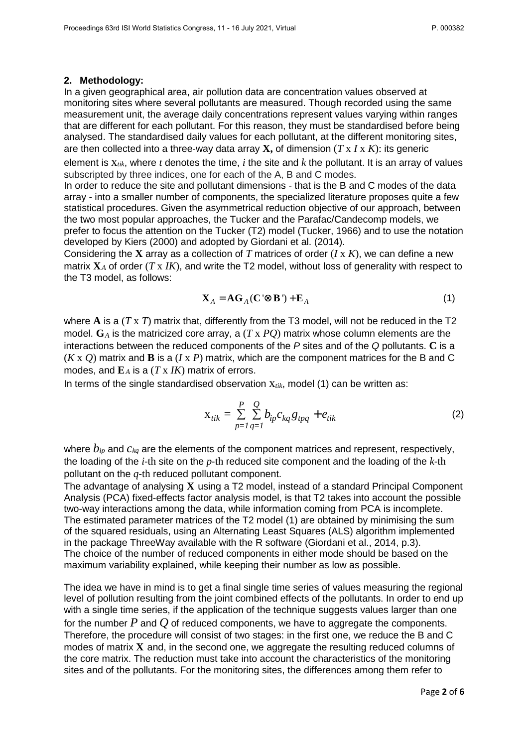## 2. Methodology:

In a given geographical area, air pollution data are concentration values observed at monitoring sites where several pollutants are measured. Though recorded using the same measurement unit, the average daily concentrations represent values varying within ranges that are different for each pollutant. For this reason, they must be standardised before being analysed. The standardised daily values for each pollutant, at the different monitoring sites, are then collected into a three-way data array $\mathbf{X}$, of dimension ($T$ x $I$ x $K$): its generic element is $x_{tik}$, where $t$ denotes the time, $i$ the site and $k$ the pollutant. It is an array of values subscripted by three indices, one for each of the A, B and C modes.

In order to reduce the site and pollutant dimensions - that is the B and C modes of the data array - into a smaller number of components, the specialized literature proposes quite a few statistical procedures. Given the asymmetrical reduction objective of our approach, between the two most popular approaches, the Tucker and the Parafac/Candecomp models, we prefer to focus the attention on the Tucker (T2) model (Tucker, 1966) and to use the notation developed by Kiers (2000) and adopted by Giordani et al. (2014).

Considering the $\mathbf{X}$ array as a collection of $T$ matrices of order ($I$ x $K$), we can define a new matrix $\mathbf{X}_A$ of order ($T$ x $IK$), and write the T2 model, without loss of generality with respect to the T3 model, as follows:

$$\mathbf{X}_A = \mathbf{A}\mathbf{G}_A(\mathbf{C}'\otimes\mathbf{B}') + \mathbf{E}_A \tag{1}$$

where $\mathbf{A}$ is a ($T$ x $T$) matrix that, differently from the T3 model, will not be reduced in the T2 model. $\mathbf{G}_A$ is the matricized core array, a ($T$ x $PQ$) matrix whose column elements are the interactions between the reduced components of the $P$ sites and of the $Q$ pollutants. $\mathbf{C}$ is a ($K$ x $Q$) matrix and $\mathbf{B}$ is a ($I$ x $P$) matrix, which are the component matrices for the B and C modes, and $\mathbf{E}_A$ is a ($T$ x $IK$) matrix of errors.

In terms of the single standardised observation $x_{tik}$, model (1) can be written as:

$$x_{tik} = \sum_{p=1}^{P}\sum_{q=1}^{Q} b_{ip}c_{kq}g_{tpq} + e_{tik} \tag{2}$$

where $b_{ip}$ and $c_{kq}$ are the elements of the component matrices and represent, respectively, the loading of the $i$-th site on the $p$-th reduced site component and the loading of the $k$-th pollutant on the $q$-th reduced pollutant component.

The advantage of analysing $\mathbf{X}$ using a T2 model, instead of a standard Principal Component Analysis (PCA) fixed-effects factor analysis model, is that T2 takes into account the possible two-way interactions among the data, while information coming from PCA is incomplete. The estimated parameter matrices of the T2 model (1) are obtained by minimising the sum of the squared residuals, using an Alternating Least Squares (ALS) algorithm implemented in the package ThreeWay available with the R software (Giordani et al., 2014, p.3). The choice of the number of reduced components in either mode should be based on the maximum variability explained, while keeping their number as low as possible.

The idea we have in mind is to get a final single time series of values measuring the regional level of pollution resulting from the joint combined effects of the pollutants. In order to end up with a single time series, if the application of the technique suggests values larger than one for the number $P$ and $Q$ of reduced components, we have to aggregate the components. Therefore, the procedure will consist of two stages: in the first one, we reduce the B and C modes of matrix $\mathbf{X}$ and, in the second one, we aggregate the resulting reduced columns of the core matrix. The reduction must take into account the characteristics of the monitoring sites and of the pollutants. For the monitoring sites, the differences among them refer to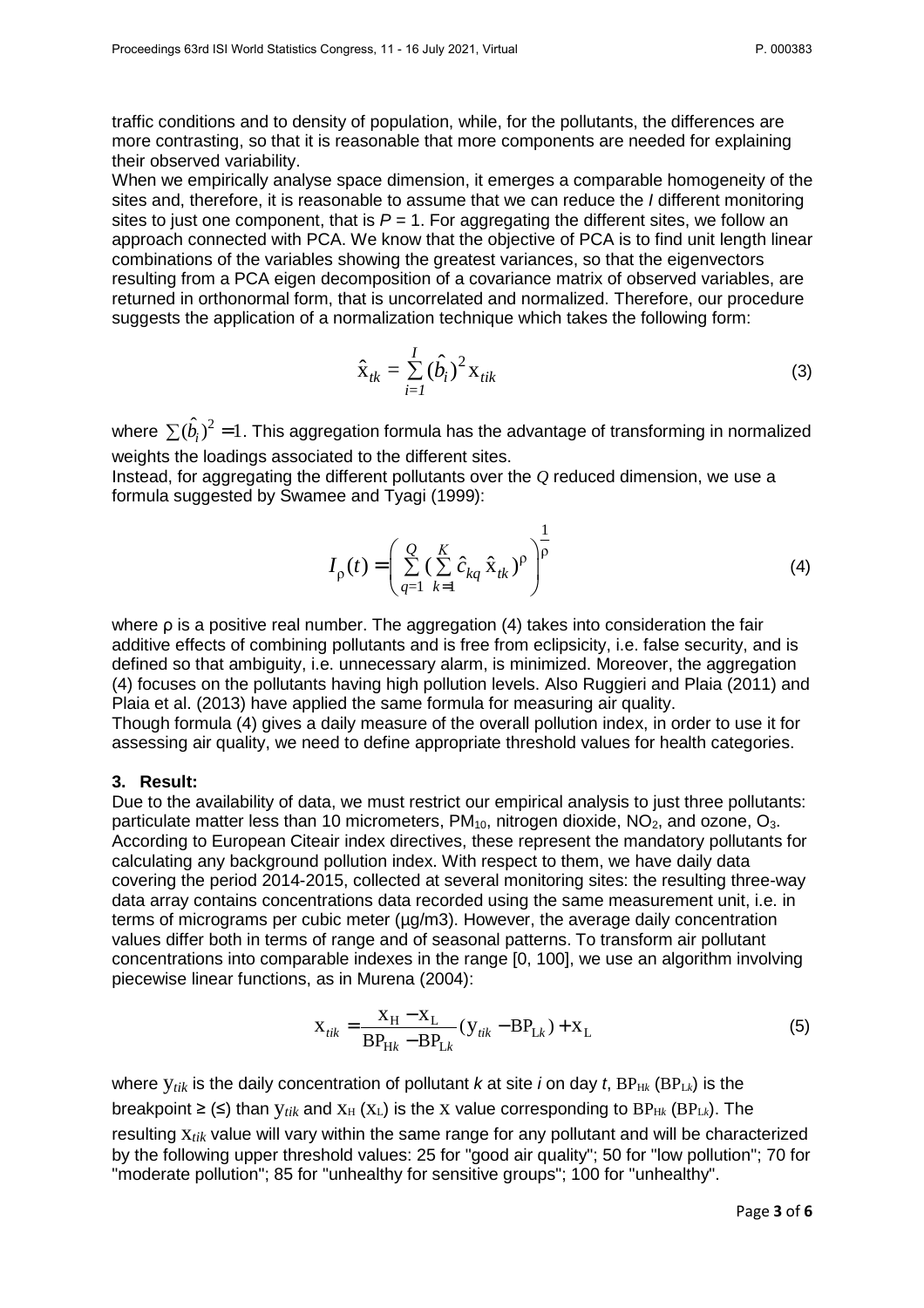traffic conditions and to density of population, while, for the pollutants, the differences are more contrasting, so that it is reasonable that more components are needed for explaining their observed variability.

When we empirically analyse space dimension, it emerges a comparable homogeneity of the sites and, therefore, it is reasonable to assume that we can reduce the $I$ different monitoring sites to just one component, that is $P = 1$. For aggregating the different sites, we follow an approach connected with PCA. We know that the objective of PCA is to find unit length linear combinations of the variables showing the greatest variances, so that the eigenvectors resulting from a PCA eigen decomposition of a covariance matrix of observed variables, are returned in orthonormal form, that is uncorrelated and normalized. Therefore, our procedure suggests the application of a normalization technique which takes the following form:

$$\hat{x}_{tk} = \sum_{i=1}^{I} (\hat{b}_i)^2 x_{tik} \tag{3}$$

where $\sum(\hat{b}_i)^2 = 1$. This aggregation formula has the advantage of transforming in normalized weights the loadings associated to the different sites.

Instead, for aggregating the different pollutants over the $Q$ reduced dimension, we use a formula suggested by Swamee and Tyagi (1999):

$$I_\rho(t) = \left( \sum_{q=1}^{Q} \left( \sum_{k=1}^{K} \hat{c}_{kq} \, \hat{x}_{tk} \right)^\rho \right)^{\frac{1}{\rho}} \tag{4}$$

where $\rho$ is a positive real number. The aggregation (4) takes into consideration the fair additive effects of combining pollutants and is free from eclipsicity, i.e. false security, and is defined so that ambiguity, i.e. unnecessary alarm, is minimized. Moreover, the aggregation (4) focuses on the pollutants having high pollution levels. Also Ruggieri and Plaia (2011) and Plaia et al. (2013) have applied the same formula for measuring air quality.

Though formula (4) gives a daily measure of the overall pollution index, in order to use it for assessing air quality, we need to define appropriate threshold values for health categories.

## 3. Result:

Due to the availability of data, we must restrict our empirical analysis to just three pollutants: particulate matter less than 10 micrometers, $PM_{10}$, nitrogen dioxide, $NO_2$, and ozone, $O_3$. According to European Citeair index directives, these represent the mandatory pollutants for calculating any background pollution index. With respect to them, we have daily data covering the period 2014-2015, collected at several monitoring sites: the resulting three-way data array contains concentrations data recorded using the same measurement unit, i.e. in terms of micrograms per cubic meter (µg/m3). However, the average daily concentration values differ both in terms of range and of seasonal patterns. To transform air pollutant concentrations into comparable indexes in the range [0, 100], we use an algorithm involving piecewise linear functions, as in Murena (2004):

$$x_{tik} = \frac{x_H - x_L}{BP_{Hk} - BP_{Lk}} (y_{tik} - BP_{Lk}) + x_L \tag{5}$$

where $y_{tik}$ is the daily concentration of pollutant $k$ at site $i$ on day $t$, $BP_{Hk}$ ($BP_{Lk}$) is the breakpoint ≥ (≤) than $y_{tik}$ and $x_H$ ($x_L$) is the $x$ value corresponding to $BP_{Hk}$ ($BP_{Lk}$). The resulting $x_{tik}$ value will vary within the same range for any pollutant and will be characterized by the following upper threshold values: 25 for "good air quality"; 50 for "low pollution"; 70 for "moderate pollution"; 85 for "unhealthy for sensitive groups"; 100 for "unhealthy".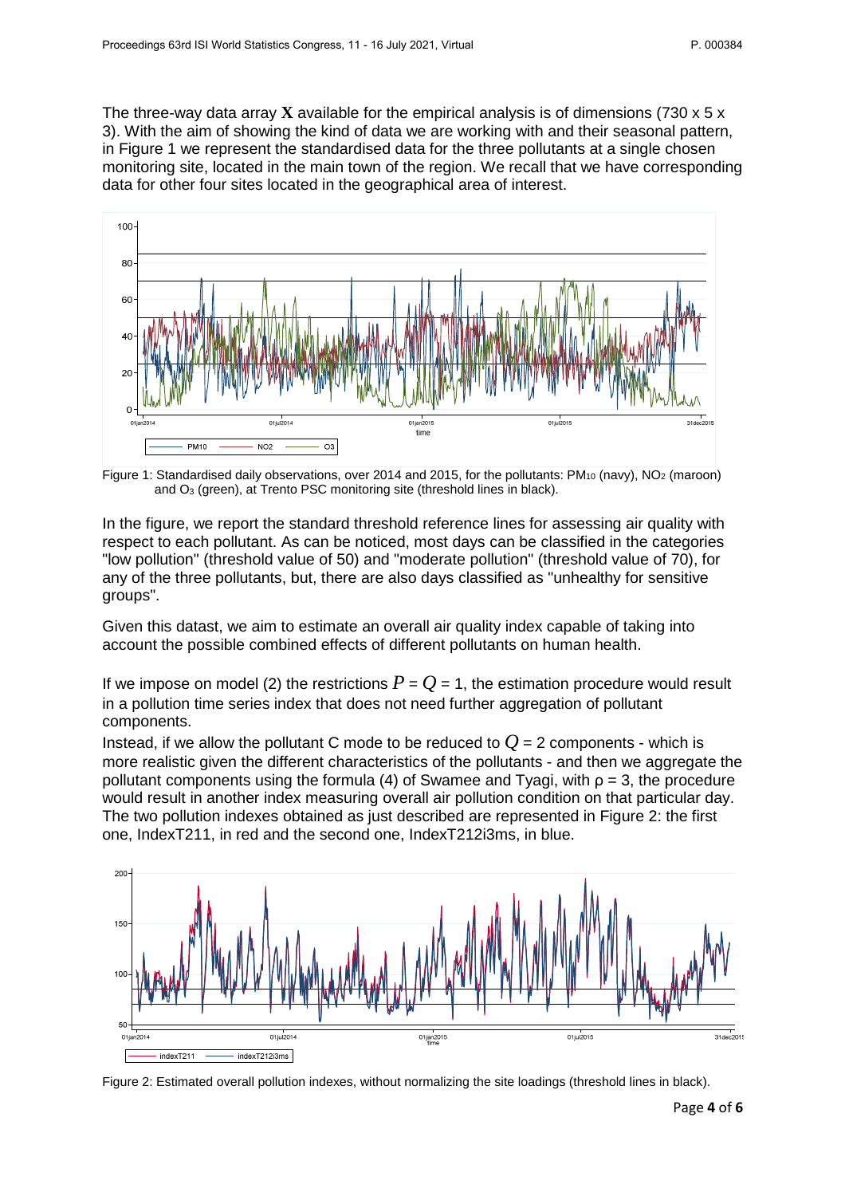The three-way data array $\mathbf{X}$ available for the empirical analysis is of dimensions (730 x 5 x 3). With the aim of showing the kind of data we are working with and their seasonal pattern, in Figure 1 we represent the standardised data for the three pollutants at a single chosen monitoring site, located in the main town of the region. We recall that we have corresponding data for other four sites located in the geographical area of interest.

Figure 1: Standardised daily observations, over 2014 and 2015, for the pollutants: $PM_{10}$ (navy), $NO_2$ (maroon) and $O_3$ (green), at Trento PSC monitoring site (threshold lines in black).

In the figure, we report the standard threshold reference lines for assessing air quality with respect to each pollutant. As can be noticed, most days can be classified in the categories "low pollution" (threshold value of 50) and "moderate pollution" (threshold value of 70), for any of the three pollutants, but, there are also days classified as "unhealthy for sensitive groups".

Given this datast, we aim to estimate an overall air quality index capable of taking into account the possible combined effects of different pollutants on human health.

If we impose on model (2) the restrictions $P = Q = 1$, the estimation procedure would result in a pollution time series index that does not need further aggregation of pollutant components.

Instead, if we allow the pollutant C mode to be reduced to $Q = 2$ components - which is more realistic given the different characteristics of the pollutants - and then we aggregate the pollutant components using the formula (4) of Swamee and Tyagi, with $\rho = 3$, the procedure would result in another index measuring overall air pollution condition on that particular day. The two pollution indexes obtained as just described are represented in Figure 2: the first one, IndexT211, in red and the second one, IndexT212i3ms, in blue.

Figure 2: Estimated overall pollution indexes, without normalizing the site loadings (threshold lines in black).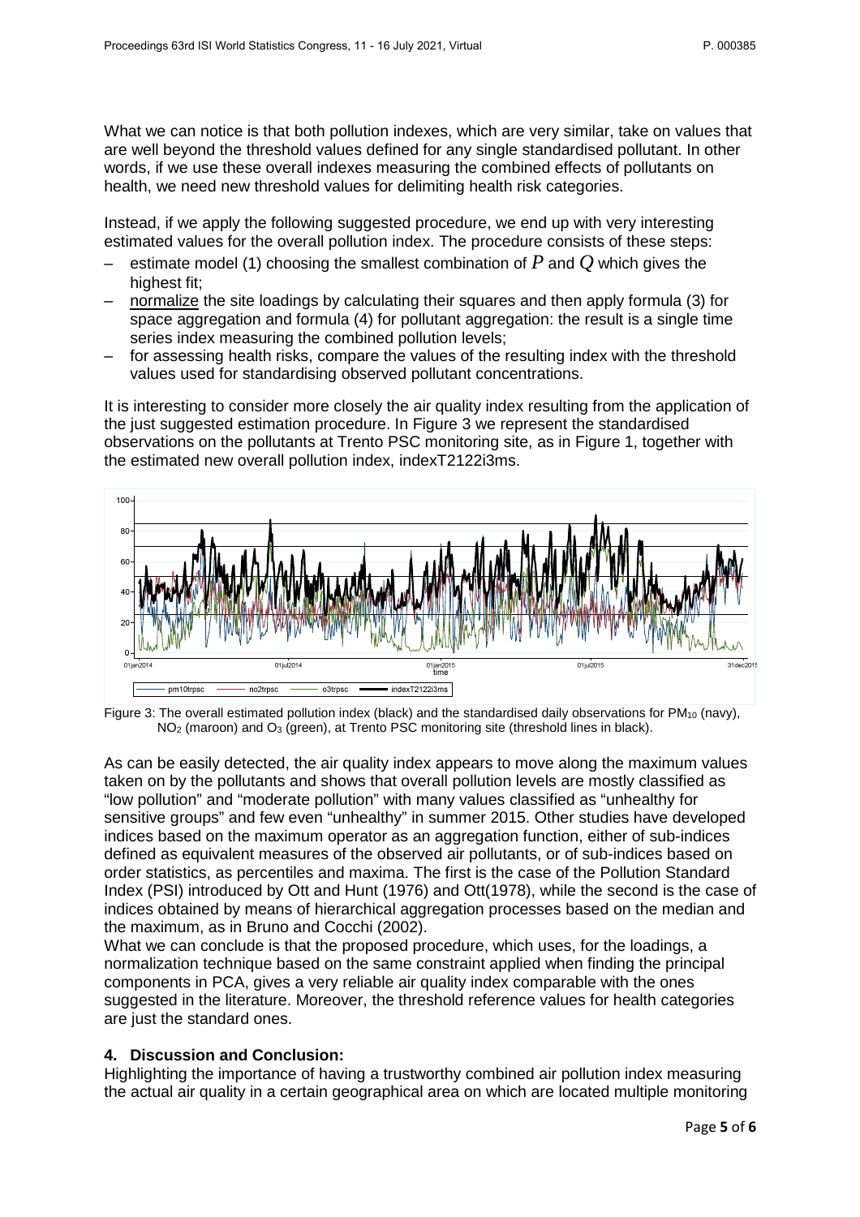What we can notice is that both pollution indexes, which are very similar, take on values that are well beyond the threshold values defined for any single standardised pollutant. In other words, if we use these overall indexes measuring the combined effects of pollutants on health, we need new threshold values for delimiting health risk categories.

Instead, if we apply the following suggested procedure, we end up with very interesting estimated values for the overall pollution index. The procedure consists of these steps:

- estimate model (1) choosing the smallest combination of $P$ and $Q$ which gives the highest fit;
- normalize the site loadings by calculating their squares and then apply formula (3) for space aggregation and formula (4) for pollutant aggregation: the result is a single time series index measuring the combined pollution levels;
- for assessing health risks, compare the values of the resulting index with the threshold values used for standardising observed pollutant concentrations.

It is interesting to consider more closely the air quality index resulting from the application of the just suggested estimation procedure. In Figure 3 we represent the standardised observations on the pollutants at Trento PSC monitoring site, as in Figure 1, together with the estimated new overall pollution index, indexT2122i3ms.

Figure 3: The overall estimated pollution index (black) and the standardised daily observations for $PM_{10}$ (navy), $NO_2$ (maroon) and $O_3$ (green), at Trento PSC monitoring site (threshold lines in black).

As can be easily detected, the air quality index appears to move along the maximum values taken on by the pollutants and shows that overall pollution levels are mostly classified as "low pollution" and "moderate pollution" with many values classified as "unhealthy for sensitive groups" and few even "unhealthy" in summer 2015. Other studies have developed indices based on the maximum operator as an aggregation function, either of sub-indices defined as equivalent measures of the observed air pollutants, or of sub-indices based on order statistics, as percentiles and maxima. The first is the case of the Pollution Standard Index (PSI) introduced by Ott and Hunt (1976) and Ott(1978), while the second is the case of indices obtained by means of hierarchical aggregation processes based on the median and the maximum, as in Bruno and Cocchi (2002).

What we can conclude is that the proposed procedure, which uses, for the loadings, a normalization technique based on the same constraint applied when finding the principal components in PCA, gives a very reliable air quality index comparable with the ones suggested in the literature. Moreover, the threshold reference values for health categories are just the standard ones.

## 4. Discussion and Conclusion:

Highlighting the importance of having a trustworthy combined air pollution index measuring the actual air quality in a certain geographical area on which are located multiple monitoring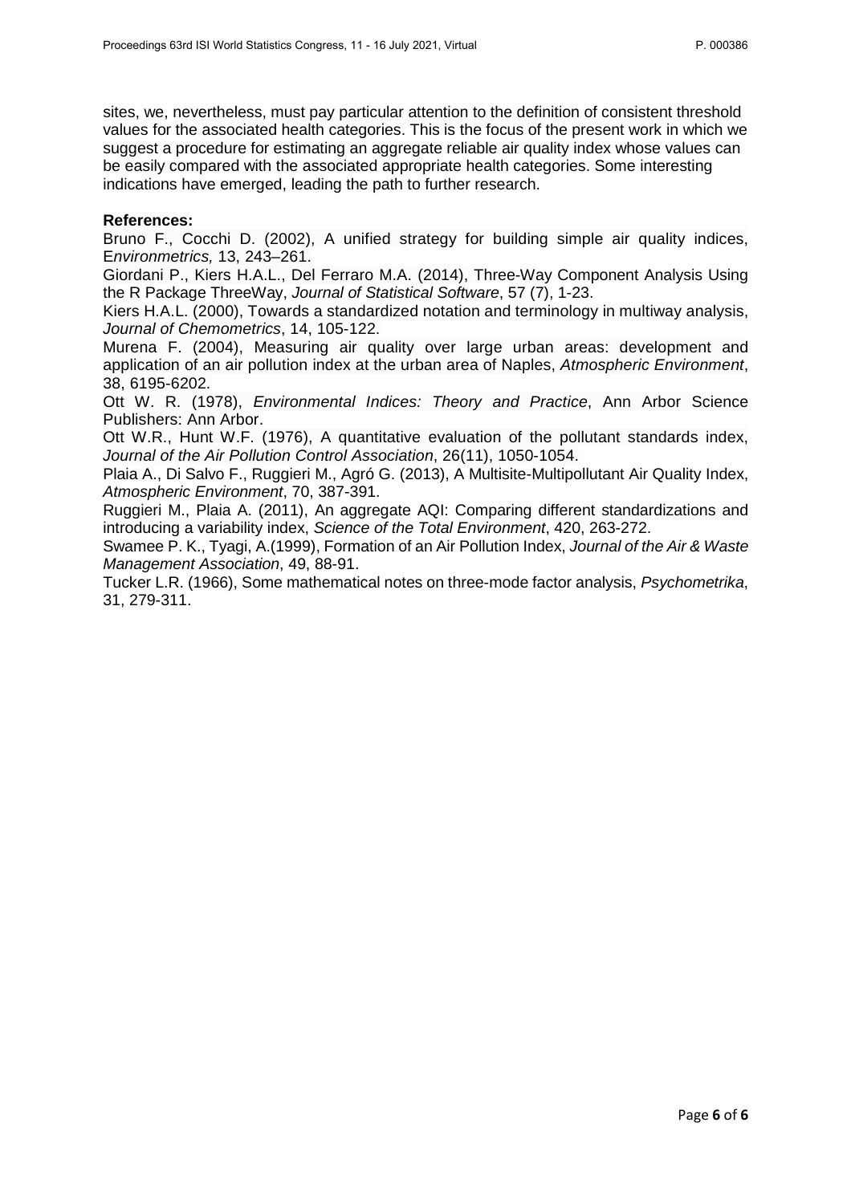sites, we, nevertheless, must pay particular attention to the definition of consistent threshold values for the associated health categories. This is the focus of the present work in which we suggest a procedure for estimating an aggregate reliable air quality index whose values can be easily compared with the associated appropriate health categories. Some interesting indications have emerged, leading the path to further research.

**References:**

Bruno F., Cocchi D. (2002), A unified strategy for building simple air quality indices, *Environmetrics,* 13, 243–261.

Giordani P., Kiers H.A.L., Del Ferraro M.A. (2014), Three-Way Component Analysis Using the R Package ThreeWay, *Journal of Statistical Software*, 57 (7), 1-23.

Kiers H.A.L. (2000), Towards a standardized notation and terminology in multiway analysis, *Journal of Chemometrics*, 14, 105-122.

Murena F. (2004), Measuring air quality over large urban areas: development and application of an air pollution index at the urban area of Naples, *Atmospheric Environment*, 38, 6195-6202.

Ott W. R. (1978), *Environmental Indices: Theory and Practice*, Ann Arbor Science Publishers: Ann Arbor.

Ott W.R., Hunt W.F. (1976), A quantitative evaluation of the pollutant standards index, *Journal of the Air Pollution Control Association*, 26(11), 1050-1054.

Plaia A., Di Salvo F., Ruggieri M., Agró G. (2013), A Multisite-Multipollutant Air Quality Index, *Atmospheric Environment*, 70, 387-391.

Ruggieri M., Plaia A. (2011), An aggregate AQI: Comparing different standardizations and introducing a variability index, *Science of the Total Environment*, 420, 263-272.

Swamee P. K., Tyagi, A.(1999), Formation of an Air Pollution Index, *Journal of the Air & Waste Management Association*, 49, 88-91.

Tucker L.R. (1966), Some mathematical notes on three-mode factor analysis, *Psychometrika*, 31, 279-311.